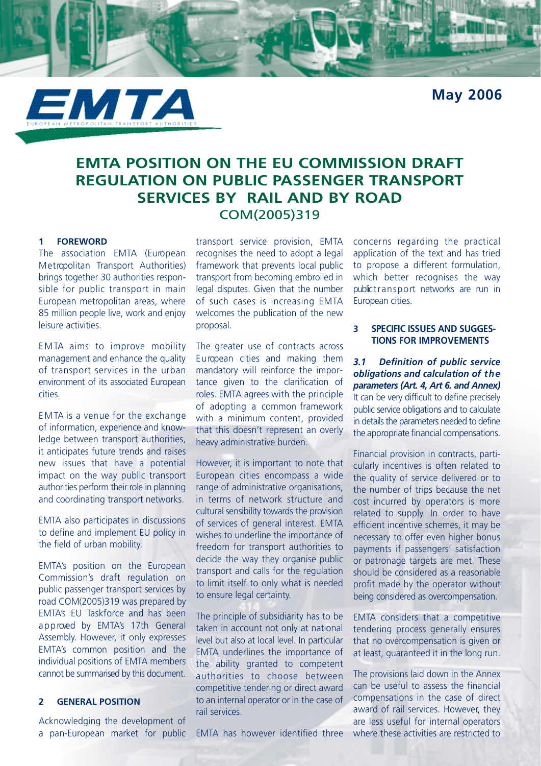May 2006

# EMTA POSITION ON THE EU COMMISSION DRAFT REGULATION ON PUBLIC PASSENGER TRANSPORT SERVICES BY RAIL AND BY ROAD

COM(2005)319

## 1 FOREWORD

The association EMTA (European Metropolitan Transport Authorities) brings together 30 authorities responsible for public transport in main European metropolitan areas, where 85 million people live, work and enjoy leisure activities.

EMTA aims to improve mobility management and enhance the quality of transport services in the urban environment of its associated European cities.

EMTA is a venue for the exchange of information, experience and knowledge between transport authorities, it anticipates future trends and raises new issues that have a potential impact on the way public transport authorities perform their role in planning and coordinating transport networks.

EMTA also participates in discussions to define and implement EU policy in the field of urban mobility.

EMTA's position on the European Commission's draft regulation on public passenger transport services by road COM(2005)319 was prepared by EMTA's EU Taskforce and has been approved by EMTA's 17th General Assembly. However, it only expresses EMTA's common position and the individual positions of EMTA members cannot be summarised by this document.

## 2 GENERAL POSITION

Acknowledging the development of a pan-European market for public transport service provision, EMTA recognises the need to adopt a legal framework that prevents local public transport from becoming embroiled in legal disputes. Given that the number of such cases is increasing EMTA welcomes the publication of the new proposal.

The greater use of contracts across European cities and making them mandatory will reinforce the importance given to the clarification of roles. EMTA agrees with the principle of adopting a common framework with a minimum content, provided that this doesn't represent an overly heavy administrative burden.

However, it is important to note that European cities encompass a wide range of administrative organisations, in terms of network structure and cultural sensibility towards the provision of services of general interest. EMTA wishes to underline the importance of freedom for transport authorities to decide the way they organise public transport and calls for the regulation to limit itself to only what is needed to ensure legal certainty.

The principle of subsidiarity has to be taken in account not only at national level but also at local level. In particular EMTA underlines the importance of the ability granted to competent authorities to choose between competitive tendering or direct award to an internal operator or in the case of rail services.

EMTA has however identified three concerns regarding the practical application of the text and has tried to propose a different formulation, which better recognises the way public transport networks are run in European cities.

## 3 SPECIFIC ISSUES AND SUGGESTIONS FOR IMPROVEMENTS

### *3.1 Definition of public service obligations and calculation of the parameters (Art. 4, Art 6. and Annex)*

It can be very difficult to define precisely public service obligations and to calculate in details the parameters needed to define the appropriate financial compensations.

Financial provision in contracts, particularly incentives is often related to the quality of service delivered or to the number of trips because the net cost incurred by operators is more related to supply. In order to have efficient incentive schemes, it may be necessary to offer even higher bonus payments if passengers' satisfaction or patronage targets are met. These should be considered as a reasonable profit made by the operator without being considered as overcompensation.

EMTA considers that a competitive tendering process generally ensures that no overcompensation is given or at least, guaranteed it in the long run.

The provisions laid down in the Annex can be useful to assess the financial compensations in the case of direct award of rail services. However, they are less useful for internal operators where these activities are restricted to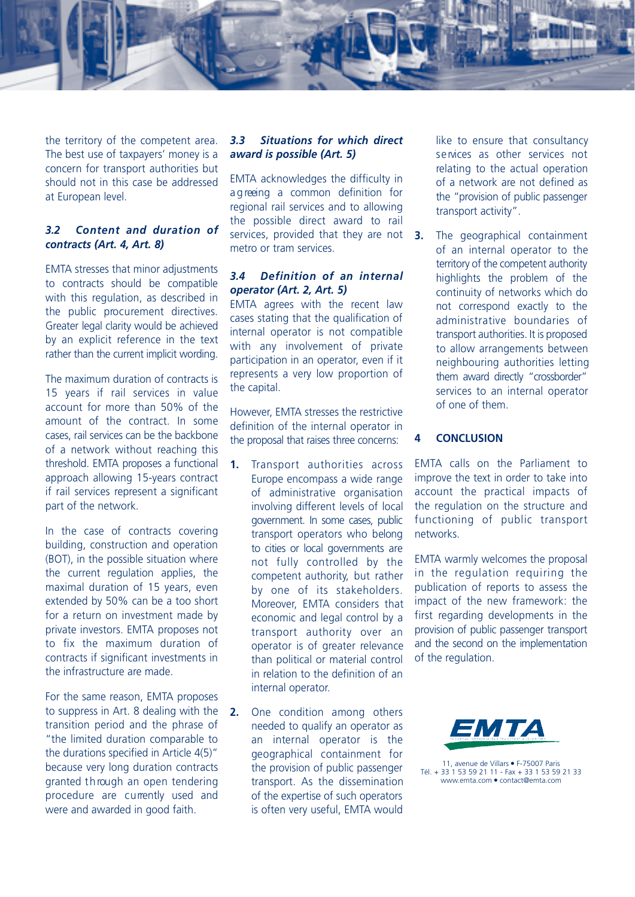the territory of the competent area. The best use of taxpayers' money is a concern for transport authorities but should not in this case be addressed at European level.

### *3.2 Content and duration of contracts (Art. 4, Art. 8)*

EMTA stresses that minor adjustments to contracts should be compatible with this regulation, as described in the public procurement directives. Greater legal clarity would be achieved by an explicit reference in the text rather than the current implicit wording.

The maximum duration of contracts is 15 years if rail services in value account for more than 50% of the amount of the contract. In some cases, rail services can be the backbone of a network without reaching this threshold. EMTA proposes a functional approach allowing 15-years contract if rail services represent a significant part of the network.

In the case of contracts covering building, construction and operation (BOT), in the possible situation where the current regulation applies, the maximal duration of 15 years, even extended by 50% can be a too short for a return on investment made by private investors. EMTA proposes not to fix the maximum duration of contracts if significant investments in the infrastructure are made.

For the same reason, EMTA proposes to suppress in Art. 8 dealing with the transition period and the phrase of "the limited duration comparable to the durations specified in Article 4(5)" because very long duration contracts granted through an open tendering procedure are currently used and were and awarded in good faith.

### *3.3 Situations for which direct award is possible (Art. 5)*

EMTA acknowledges the difficulty in agreeing a common definition for regional rail services and to allowing the possible direct award to rail services, provided that they are not metro or tram services.

### *3.4 Definition of an internal operator (Art. 2, Art. 5)*

EMTA agrees with the recent law cases stating that the qualification of internal operator is not compatible with any involvement of private participation in an operator, even if it represents a very low proportion of the capital.

However, EMTA stresses the restrictive definition of the internal operator in the proposal that raises three concerns:

1. Transport authorities across Europe encompass a wide range of administrative organisation involving different levels of local government. In some cases, public transport operators who belong to cities or local governments are not fully controlled by the competent authority, but rather by one of its stakeholders. Moreover, EMTA considers that economic and legal control by a transport authority over an operator is of greater relevance than political or material control in relation to the definition of an internal operator.
2. One condition among others needed to qualify an operator as an internal operator is the geographical containment for the provision of public passenger transport. As the dissemination of the expertise of such operators is often very useful, EMTA would like to ensure that consultancy services as other services not relating to the actual operation of a network are not defined as the "provision of public passenger transport activity".
3. The geographical containment of an internal operator to the territory of the competent authority highlights the problem of the continuity of networks which do not correspond exactly to the administrative boundaries of transport authorities. It is proposed to allow arrangements between neighbouring authorities letting them award directly "crossborder" services to an internal operator of one of them.

## 4 CONCLUSION

EMTA calls on the Parliament to improve the text in order to take into account the practical impacts of the regulation on the structure and functioning of public transport networks.

EMTA warmly welcomes the proposal in the regulation requiring the publication of reports to assess the impact of the new framework: the first regarding developments in the provision of public passenger transport and the second on the implementation of the regulation.

EMTA

11, avenue de Villars • F-75007 Paris
Tél. + 33 1 53 59 21 11 - Fax + 33 1 53 59 21 33
www.emta.com • contact@emta.com